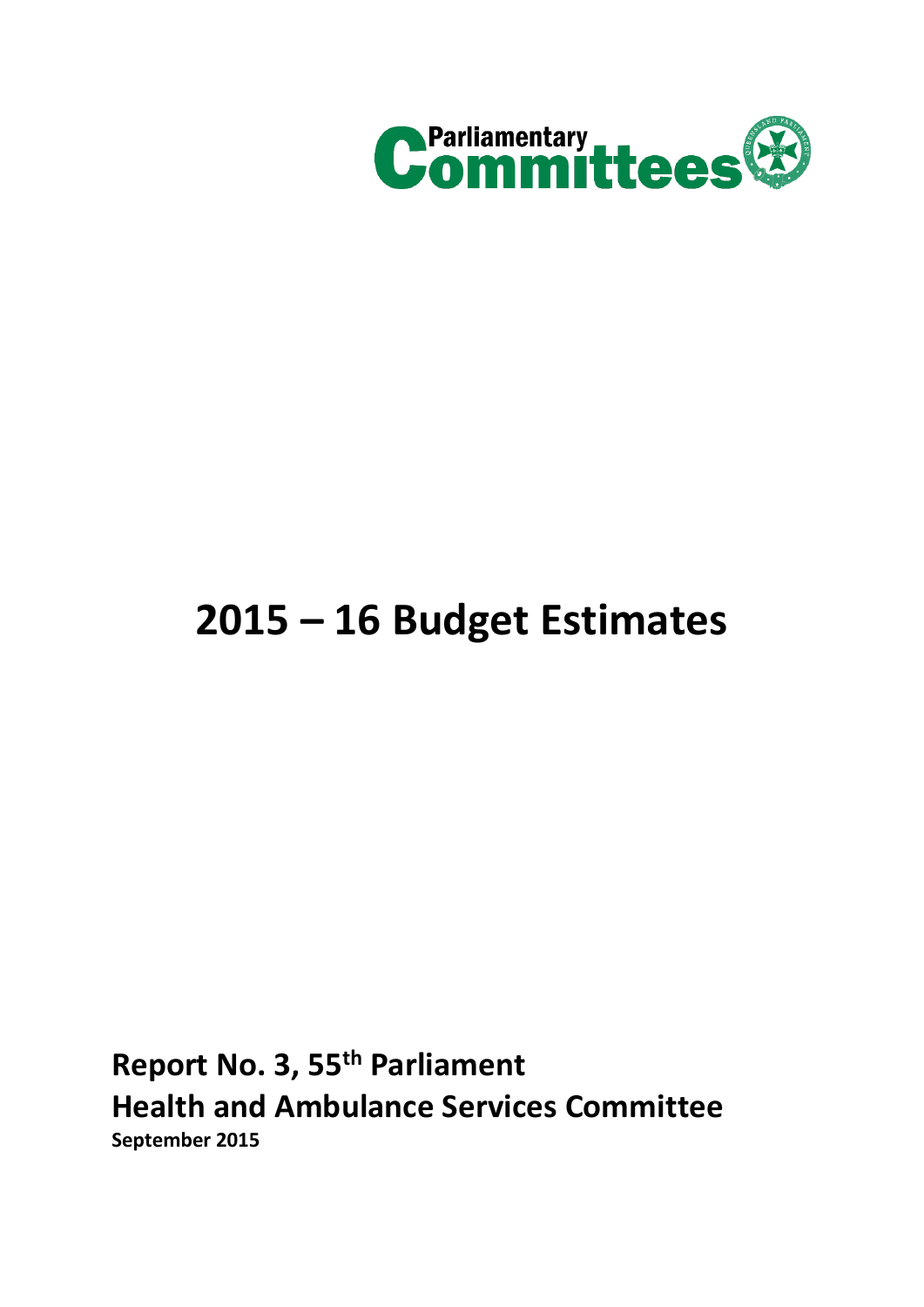Parliamentary Committees

# 2015 – 16 Budget Estimates

**Report No. 3, 55th Parliament**
**Health and Ambulance Services Committee**
**September 2015**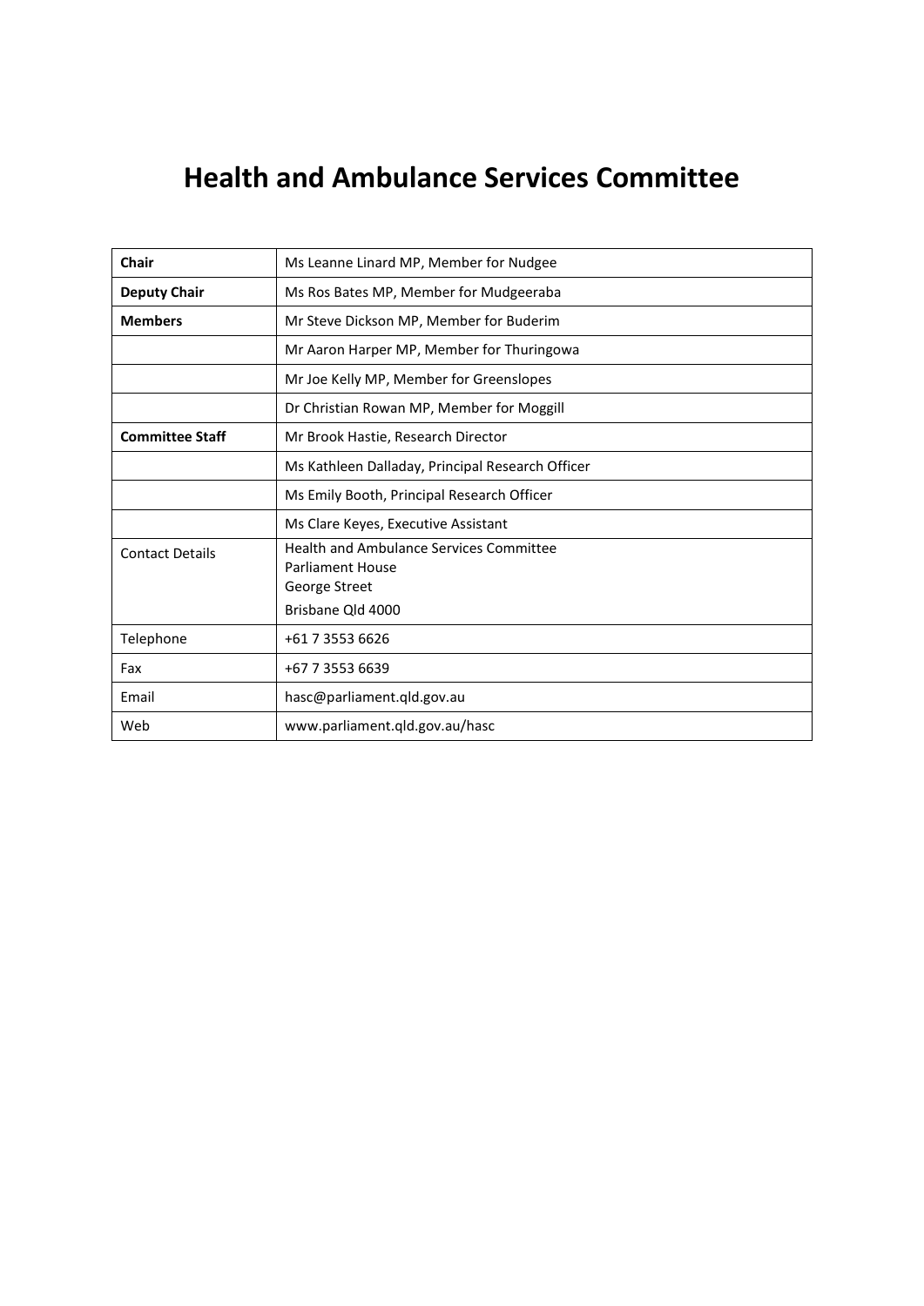# Health and Ambulance Services Committee

| | |
|---|---|
| **Chair** | Ms Leanne Linard MP, Member for Nudgee |
| **Deputy Chair** | Ms Ros Bates MP, Member for Mudgeeraba |
| **Members** | Mr Steve Dickson MP, Member for Buderim |
| | Mr Aaron Harper MP, Member for Thuringowa |
| | Mr Joe Kelly MP, Member for Greenslopes |
| | Dr Christian Rowan MP, Member for Moggill |
| **Committee Staff** | Mr Brook Hastie, Research Director |
| | Ms Kathleen Dalladay, Principal Research Officer |
| | Ms Emily Booth, Principal Research Officer |
| | Ms Clare Keyes, Executive Assistant |
| Contact Details | Health and Ambulance Services Committee<br>Parliament House<br>George Street<br>Brisbane Qld 4000 |
| Telephone | +61 7 3553 6626 |
| Fax | +67 7 3553 6639 |
| Email | hasc@parliament.qld.gov.au |
| Web | www.parliament.qld.gov.au/hasc |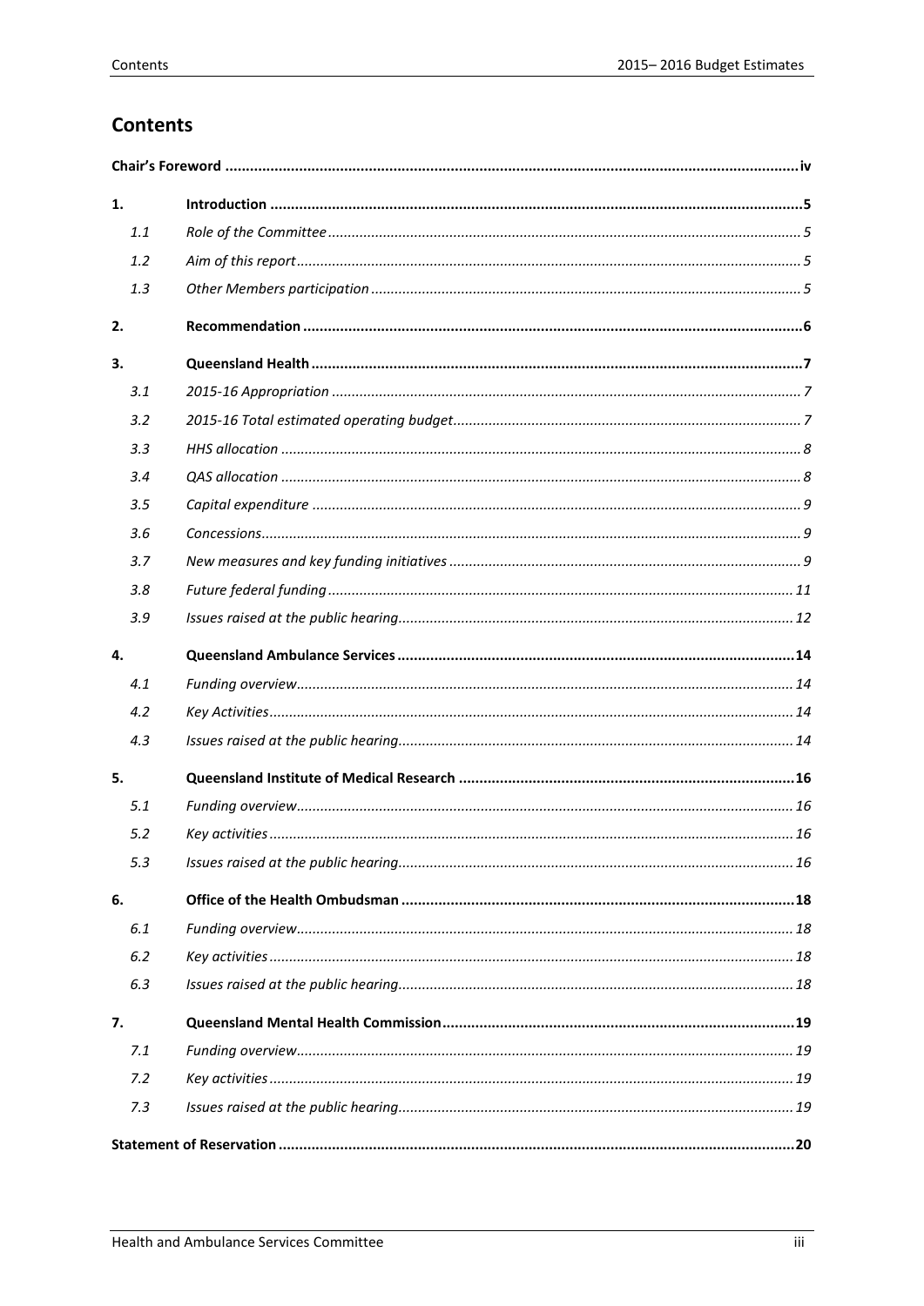# Contents

| | | |
|---|---|---|
| **Chair's Foreword** | | **iv** |
| **1.** | **Introduction** | **5** |
| *1.1* | *Role of the Committee* | *5* |
| *1.2* | *Aim of this report* | *5* |
| *1.3* | *Other Members participation* | *5* |
| **2.** | **Recommendation** | **6** |
| **3.** | **Queensland Health** | **7** |
| *3.1* | *2015-16 Appropriation* | *7* |
| *3.2* | *2015-16 Total estimated operating budget* | *7* |
| *3.3* | *HHS allocation* | *8* |
| *3.4* | *QAS allocation* | *8* |
| *3.5* | *Capital expenditure* | *9* |
| *3.6* | *Concessions* | *9* |
| *3.7* | *New measures and key funding initiatives* | *9* |
| *3.8* | *Future federal funding* | *11* |
| *3.9* | *Issues raised at the public hearing* | *12* |
| **4.** | **Queensland Ambulance Services** | **14** |
| *4.1* | *Funding overview* | *14* |
| *4.2* | *Key Activities* | *14* |
| *4.3* | *Issues raised at the public hearing* | *14* |
| **5.** | **Queensland Institute of Medical Research** | **16** |
| *5.1* | *Funding overview* | *16* |
| *5.2* | *Key activities* | *16* |
| *5.3* | *Issues raised at the public hearing* | *16* |
| **6.** | **Office of the Health Ombudsman** | **18** |
| *6.1* | *Funding overview* | *18* |
| *6.2* | *Key activities* | *18* |
| *6.3* | *Issues raised at the public hearing* | *18* |
| **7.** | **Queensland Mental Health Commission** | **19** |
| *7.1* | *Funding overview* | *19* |
| *7.2* | *Key activities* | *19* |
| *7.3* | *Issues raised at the public hearing* | *19* |
| **Statement of Reservation** | | **20** |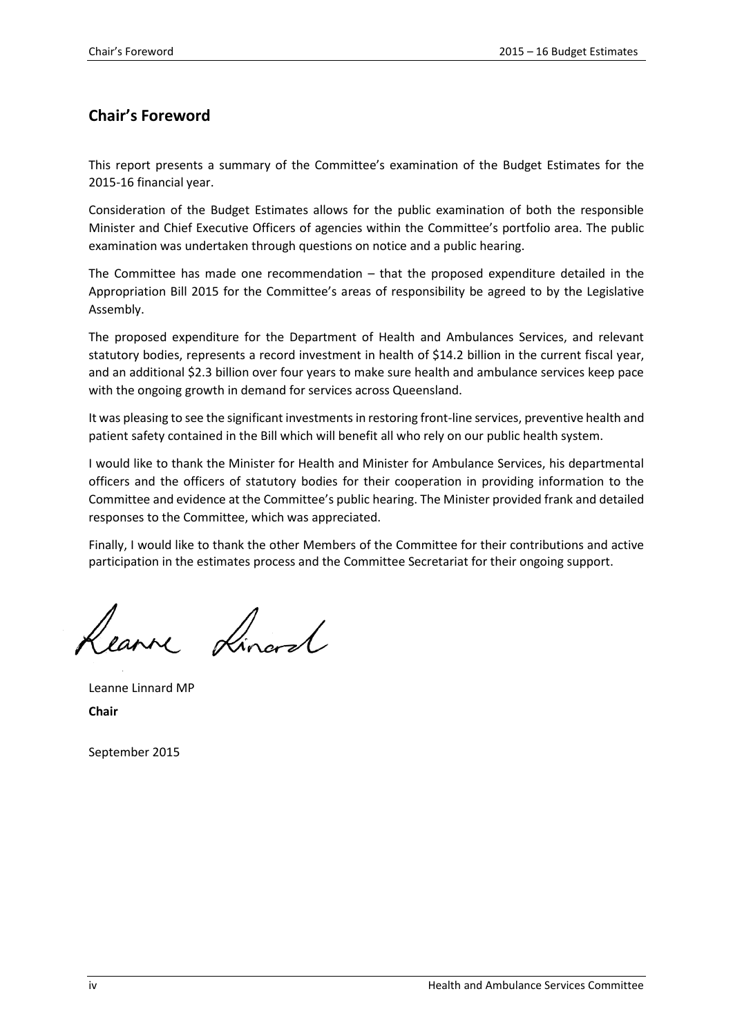## Chair's Foreword

This report presents a summary of the Committee's examination of the Budget Estimates for the 2015-16 financial year.

Consideration of the Budget Estimates allows for the public examination of both the responsible Minister and Chief Executive Officers of agencies within the Committee's portfolio area. The public examination was undertaken through questions on notice and a public hearing.

The Committee has made one recommendation – that the proposed expenditure detailed in the Appropriation Bill 2015 for the Committee's areas of responsibility be agreed to by the Legislative Assembly.

The proposed expenditure for the Department of Health and Ambulances Services, and relevant statutory bodies, represents a record investment in health of $14.2 billion in the current fiscal year, and an additional $2.3 billion over four years to make sure health and ambulance services keep pace with the ongoing growth in demand for services across Queensland.

It was pleasing to see the significant investments in restoring front-line services, preventive health and patient safety contained in the Bill which will benefit all who rely on our public health system.

I would like to thank the Minister for Health and Minister for Ambulance Services, his departmental officers and the officers of statutory bodies for their cooperation in providing information to the Committee and evidence at the Committee's public hearing. The Minister provided frank and detailed responses to the Committee, which was appreciated.

Finally, I would like to thank the other Members of the Committee for their contributions and active participation in the estimates process and the Committee Secretariat for their ongoing support.

Leanne Linnard MP

**Chair**

September 2015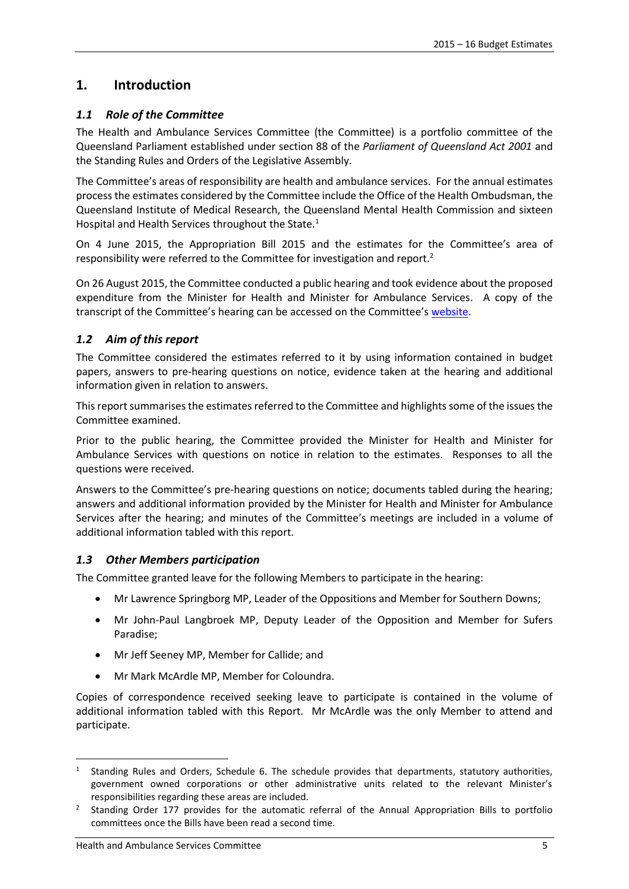# 1. Introduction

## *1.1 Role of the Committee*

The Health and Ambulance Services Committee (the Committee) is a portfolio committee of the Queensland Parliament established under section 88 of the *Parliament of Queensland Act 2001* and the Standing Rules and Orders of the Legislative Assembly.

The Committee's areas of responsibility are health and ambulance services. For the annual estimates process the estimates considered by the Committee include the Office of the Health Ombudsman, the Queensland Institute of Medical Research, the Queensland Mental Health Commission and sixteen Hospital and Health Services throughout the State.[1]

On 4 June 2015, the Appropriation Bill 2015 and the estimates for the Committee's area of responsibility were referred to the Committee for investigation and report.[2]

On 26 August 2015, the Committee conducted a public hearing and took evidence about the proposed expenditure from the Minister for Health and Minister for Ambulance Services. A copy of the transcript of the Committee's hearing can be accessed on the Committee's website.

## *1.2 Aim of this report*

The Committee considered the estimates referred to it by using information contained in budget papers, answers to pre-hearing questions on notice, evidence taken at the hearing and additional information given in relation to answers.

This report summarises the estimates referred to the Committee and highlights some of the issues the Committee examined.

Prior to the public hearing, the Committee provided the Minister for Health and Minister for Ambulance Services with questions on notice in relation to the estimates. Responses to all the questions were received.

Answers to the Committee's pre-hearing questions on notice; documents tabled during the hearing; answers and additional information provided by the Minister for Health and Minister for Ambulance Services after the hearing; and minutes of the Committee's meetings are included in a volume of additional information tabled with this report.

## *1.3 Other Members participation*

The Committee granted leave for the following Members to participate in the hearing:

- Mr Lawrence Springborg MP, Leader of the Oppositions and Member for Southern Downs;
- Mr John-Paul Langbroek MP, Deputy Leader of the Opposition and Member for Sufers Paradise;
- Mr Jeff Seeney MP, Member for Callide; and
- Mr Mark McArdle MP, Member for Coloundra.

Copies of correspondence received seeking leave to participate is contained in the volume of additional information tabled with this Report. Mr McArdle was the only Member to attend and participate.

---

[1] Standing Rules and Orders, Schedule 6. The schedule provides that departments, statutory authorities, government owned corporations or other administrative units related to the relevant Minister's responsibilities regarding these areas are included.

[2] Standing Order 177 provides for the automatic referral of the Annual Appropriation Bills to portfolio committees once the Bills have been read a second time.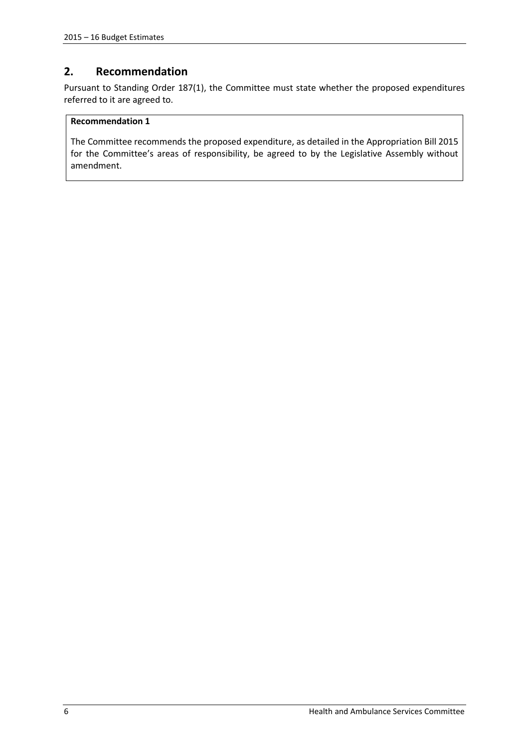## 2. Recommendation

Pursuant to Standing Order 187(1), the Committee must state whether the proposed expenditures referred to it are agreed to.

> **Recommendation 1**
>
> The Committee recommends the proposed expenditure, as detailed in the Appropriation Bill 2015 for the Committee's areas of responsibility, be agreed to by the Legislative Assembly without amendment.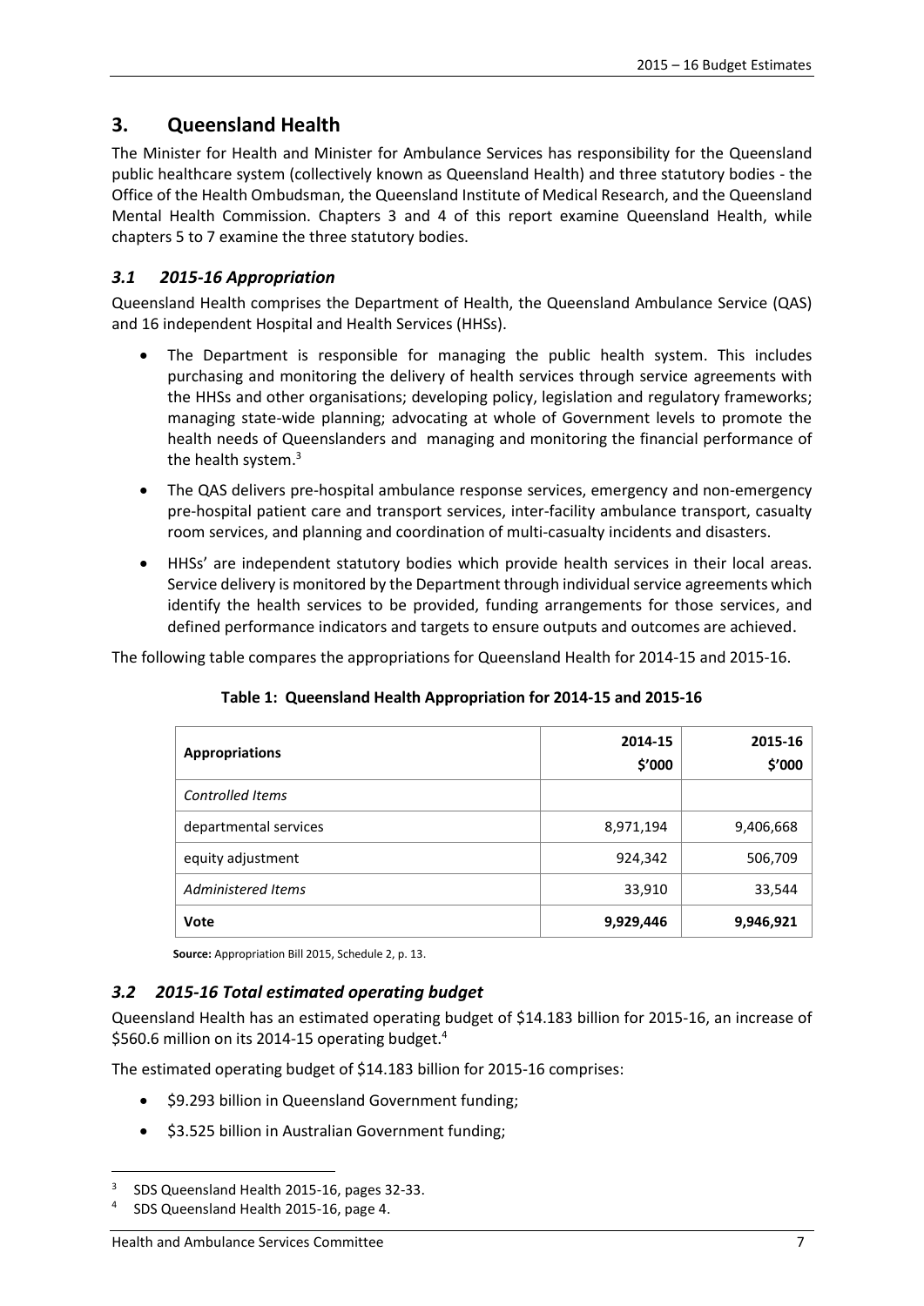## 3. Queensland Health

The Minister for Health and Minister for Ambulance Services has responsibility for the Queensland public healthcare system (collectively known as Queensland Health) and three statutory bodies - the Office of the Health Ombudsman, the Queensland Institute of Medical Research, and the Queensland Mental Health Commission. Chapters 3 and 4 of this report examine Queensland Health, while chapters 5 to 7 examine the three statutory bodies.

### *3.1 2015-16 Appropriation*

Queensland Health comprises the Department of Health, the Queensland Ambulance Service (QAS) and 16 independent Hospital and Health Services (HHSs).

- The Department is responsible for managing the public health system. This includes purchasing and monitoring the delivery of health services through service agreements with the HHSs and other organisations; developing policy, legislation and regulatory frameworks; managing state-wide planning; advocating at whole of Government levels to promote the health needs of Queenslanders and managing and monitoring the financial performance of the health system.[3]
- The QAS delivers pre-hospital ambulance response services, emergency and non-emergency pre-hospital patient care and transport services, inter-facility ambulance transport, casualty room services, and planning and coordination of multi-casualty incidents and disasters.
- HHSs' are independent statutory bodies which provide health services in their local areas. Service delivery is monitored by the Department through individual service agreements which identify the health services to be provided, funding arrangements for those services, and defined performance indicators and targets to ensure outputs and outcomes are achieved.

The following table compares the appropriations for Queensland Health for 2014-15 and 2015-16.

**Table 1: Queensland Health Appropriation for 2014-15 and 2015-16**

| Appropriations | 2014-15 $'000 | 2015-16 $'000 |
|---|---|---|
| *Controlled Items* | | |
| departmental services | 8,971,194 | 9,406,668 |
| equity adjustment | 924,342 | 506,709 |
| *Administered Items* | 33,910 | 33,544 |
| **Vote** | **9,929,446** | **9,946,921** |

**Source:** Appropriation Bill 2015, Schedule 2, p. 13.

### *3.2 2015-16 Total estimated operating budget*

Queensland Health has an estimated operating budget of $14.183 billion for 2015-16, an increase of $560.6 million on its 2014-15 operating budget.[4]

The estimated operating budget of $14.183 billion for 2015-16 comprises:

- $9.293 billion in Queensland Government funding;
- $3.525 billion in Australian Government funding;

[3] SDS Queensland Health 2015-16, pages 32-33.

[4] SDS Queensland Health 2015-16, page 4.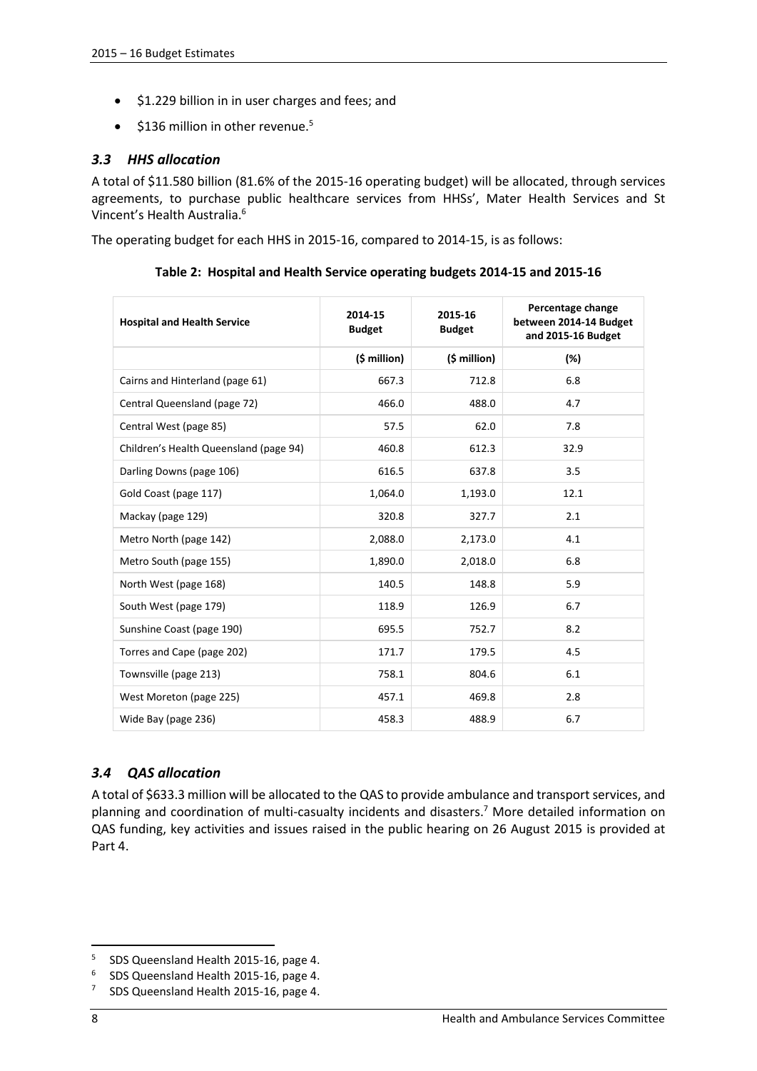- $1.229 billion in in user charges and fees; and
- $136 million in other revenue.[5]

### *3.3 HHS allocation*

A total of $11.580 billion (81.6% of the 2015-16 operating budget) will be allocated, through services agreements, to purchase public healthcare services from HHSs', Mater Health Services and St Vincent's Health Australia.[6]

The operating budget for each HHS in 2015-16, compared to 2014-15, is as follows:

**Table 2: Hospital and Health Service operating budgets 2014-15 and 2015-16**

| Hospital and Health Service | 2014-15 Budget | 2015-16 Budget | Percentage change between 2014-14 Budget and 2015-16 Budget |
|---|---|---|---|
| | ($ million) | ($ million) | (%) |
| Cairns and Hinterland (page 61) | 667.3 | 712.8 | 6.8 |
| Central Queensland (page 72) | 466.0 | 488.0 | 4.7 |
| Central West (page 85) | 57.5 | 62.0 | 7.8 |
| Children's Health Queensland (page 94) | 460.8 | 612.3 | 32.9 |
| Darling Downs (page 106) | 616.5 | 637.8 | 3.5 |
| Gold Coast (page 117) | 1,064.0 | 1,193.0 | 12.1 |
| Mackay (page 129) | 320.8 | 327.7 | 2.1 |
| Metro North (page 142) | 2,088.0 | 2,173.0 | 4.1 |
| Metro South (page 155) | 1,890.0 | 2,018.0 | 6.8 |
| North West (page 168) | 140.5 | 148.8 | 5.9 |
| South West (page 179) | 118.9 | 126.9 | 6.7 |
| Sunshine Coast (page 190) | 695.5 | 752.7 | 8.2 |
| Torres and Cape (page 202) | 171.7 | 179.5 | 4.5 |
| Townsville (page 213) | 758.1 | 804.6 | 6.1 |
| West Moreton (page 225) | 457.1 | 469.8 | 2.8 |
| Wide Bay (page 236) | 458.3 | 488.9 | 6.7 |

### *3.4 QAS allocation*

A total of $633.3 million will be allocated to the QAS to provide ambulance and transport services, and planning and coordination of multi-casualty incidents and disasters.[7] More detailed information on QAS funding, key activities and issues raised in the public hearing on 26 August 2015 is provided at Part 4.

---

[5] SDS Queensland Health 2015-16, page 4.

[6] SDS Queensland Health 2015-16, page 4.

[7] SDS Queensland Health 2015-16, page 4.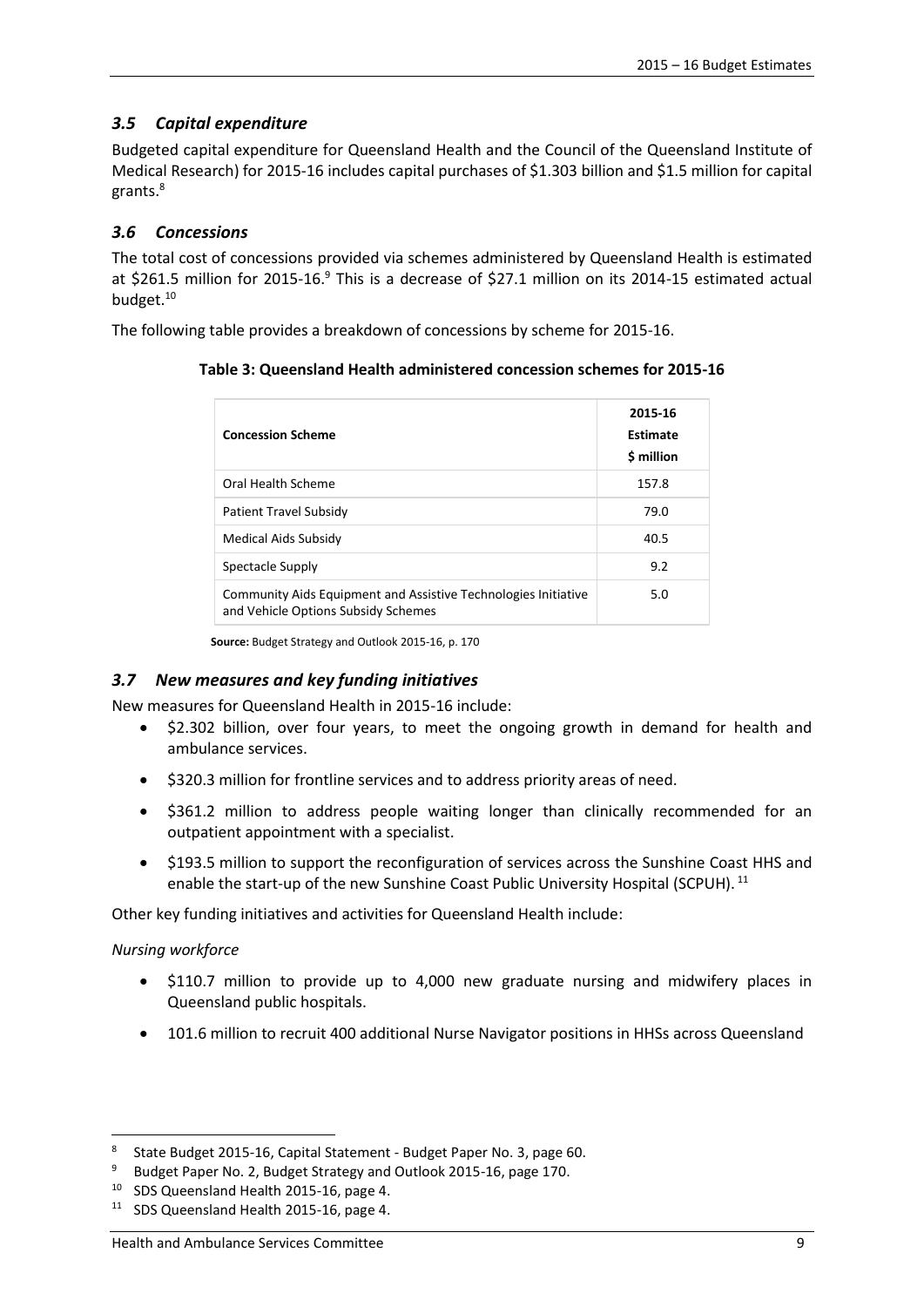### *3.5 Capital expenditure*

Budgeted capital expenditure for Queensland Health and the Council of the Queensland Institute of Medical Research) for 2015-16 includes capital purchases of $1.303 billion and $1.5 million for capital grants.[8]

### *3.6 Concessions*

The total cost of concessions provided via schemes administered by Queensland Health is estimated at $261.5 million for 2015-16.[9] This is a decrease of $27.1 million on its 2014-15 estimated actual budget.[10]

The following table provides a breakdown of concessions by scheme for 2015-16.

**Table 3: Queensland Health administered concession schemes for 2015-16**

| **Concession Scheme** | **2015-16 Estimate $ million** |
|---|---|
| Oral Health Scheme | 157.8 |
| Patient Travel Subsidy | 79.0 |
| Medical Aids Subsidy | 40.5 |
| Spectacle Supply | 9.2 |
| Community Aids Equipment and Assistive Technologies Initiative and Vehicle Options Subsidy Schemes | 5.0 |

**Source:** Budget Strategy and Outlook 2015-16, p. 170

### *3.7 New measures and key funding initiatives*

New measures for Queensland Health in 2015-16 include:

- $2.302 billion, over four years, to meet the ongoing growth in demand for health and ambulance services.
- $320.3 million for frontline services and to address priority areas of need.
- $361.2 million to address people waiting longer than clinically recommended for an outpatient appointment with a specialist.
- $193.5 million to support the reconfiguration of services across the Sunshine Coast HHS and enable the start-up of the new Sunshine Coast Public University Hospital (SCPUH).[11]

Other key funding initiatives and activities for Queensland Health include:

*Nursing workforce*

- $110.7 million to provide up to 4,000 new graduate nursing and midwifery places in Queensland public hospitals.
- 101.6 million to recruit 400 additional Nurse Navigator positions in HHSs across Queensland

---

[8] State Budget 2015-16, Capital Statement - Budget Paper No. 3, page 60.

[9] Budget Paper No. 2, Budget Strategy and Outlook 2015-16, page 170.

[10] SDS Queensland Health 2015-16, page 4.

[11] SDS Queensland Health 2015-16, page 4.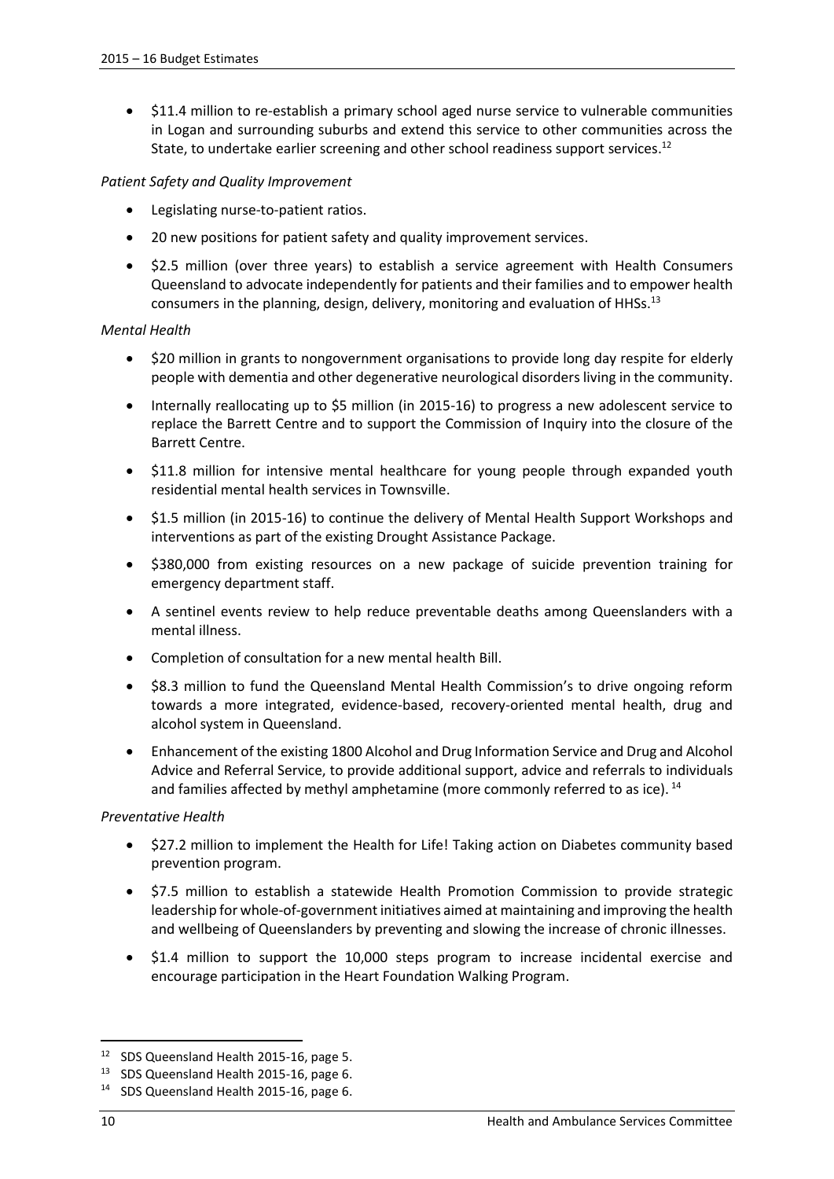- $11.4 million to re-establish a primary school aged nurse service to vulnerable communities in Logan and surrounding suburbs and extend this service to other communities across the State, to undertake earlier screening and other school readiness support services.[12]

*Patient Safety and Quality Improvement*

- Legislating nurse-to-patient ratios.
- 20 new positions for patient safety and quality improvement services.
- $2.5 million (over three years) to establish a service agreement with Health Consumers Queensland to advocate independently for patients and their families and to empower health consumers in the planning, design, delivery, monitoring and evaluation of HHSs.[13]

*Mental Health*

- $20 million in grants to nongovernment organisations to provide long day respite for elderly people with dementia and other degenerative neurological disorders living in the community.
- Internally reallocating up to $5 million (in 2015-16) to progress a new adolescent service to replace the Barrett Centre and to support the Commission of Inquiry into the closure of the Barrett Centre.
- $11.8 million for intensive mental healthcare for young people through expanded youth residential mental health services in Townsville.
- $1.5 million (in 2015-16) to continue the delivery of Mental Health Support Workshops and interventions as part of the existing Drought Assistance Package.
- $380,000 from existing resources on a new package of suicide prevention training for emergency department staff.
- A sentinel events review to help reduce preventable deaths among Queenslanders with a mental illness.
- Completion of consultation for a new mental health Bill.
- $8.3 million to fund the Queensland Mental Health Commission's to drive ongoing reform towards a more integrated, evidence-based, recovery-oriented mental health, drug and alcohol system in Queensland.
- Enhancement of the existing 1800 Alcohol and Drug Information Service and Drug and Alcohol Advice and Referral Service, to provide additional support, advice and referrals to individuals and families affected by methyl amphetamine (more commonly referred to as ice).[14]

*Preventative Health*

- $27.2 million to implement the Health for Life! Taking action on Diabetes community based prevention program.
- $7.5 million to establish a statewide Health Promotion Commission to provide strategic leadership for whole-of-government initiatives aimed at maintaining and improving the health and wellbeing of Queenslanders by preventing and slowing the increase of chronic illnesses.
- $1.4 million to support the 10,000 steps program to increase incidental exercise and encourage participation in the Heart Foundation Walking Program.

---

[12] SDS Queensland Health 2015-16, page 5.

[13] SDS Queensland Health 2015-16, page 6.

[14] SDS Queensland Health 2015-16, page 6.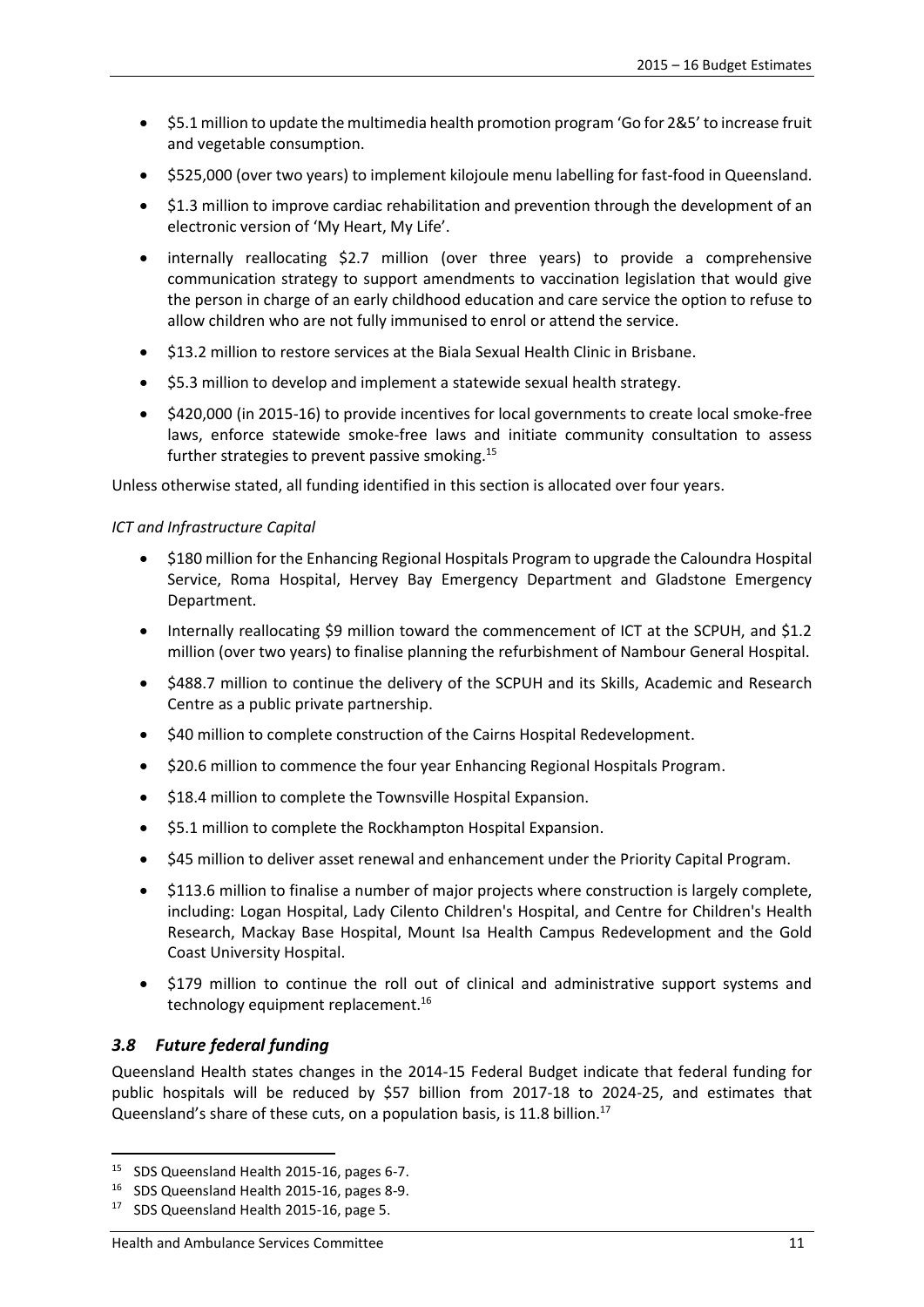- $5.1 million to update the multimedia health promotion program 'Go for 2&5' to increase fruit and vegetable consumption.
- $525,000 (over two years) to implement kilojoule menu labelling for fast-food in Queensland.
- $1.3 million to improve cardiac rehabilitation and prevention through the development of an electronic version of 'My Heart, My Life'.
- internally reallocating $2.7 million (over three years) to provide a comprehensive communication strategy to support amendments to vaccination legislation that would give the person in charge of an early childhood education and care service the option to refuse to allow children who are not fully immunised to enrol or attend the service.
- $13.2 million to restore services at the Biala Sexual Health Clinic in Brisbane.
- $5.3 million to develop and implement a statewide sexual health strategy.
- $420,000 (in 2015-16) to provide incentives for local governments to create local smoke-free laws, enforce statewide smoke-free laws and initiate community consultation to assess further strategies to prevent passive smoking.[15]

Unless otherwise stated, all funding identified in this section is allocated over four years.

*ICT and Infrastructure Capital*

- $180 million for the Enhancing Regional Hospitals Program to upgrade the Caloundra Hospital Service, Roma Hospital, Hervey Bay Emergency Department and Gladstone Emergency Department.
- Internally reallocating $9 million toward the commencement of ICT at the SCPUH, and $1.2 million (over two years) to finalise planning the refurbishment of Nambour General Hospital.
- $488.7 million to continue the delivery of the SCPUH and its Skills, Academic and Research Centre as a public private partnership.
- $40 million to complete construction of the Cairns Hospital Redevelopment.
- $20.6 million to commence the four year Enhancing Regional Hospitals Program.
- $18.4 million to complete the Townsville Hospital Expansion.
- $5.1 million to complete the Rockhampton Hospital Expansion.
- $45 million to deliver asset renewal and enhancement under the Priority Capital Program.
- $113.6 million to finalise a number of major projects where construction is largely complete, including: Logan Hospital, Lady Cilento Children's Hospital, and Centre for Children's Health Research, Mackay Base Hospital, Mount Isa Health Campus Redevelopment and the Gold Coast University Hospital.
- $179 million to continue the roll out of clinical and administrative support systems and technology equipment replacement.[16]

## *3.8 Future federal funding*

Queensland Health states changes in the 2014-15 Federal Budget indicate that federal funding for public hospitals will be reduced by $57 billion from 2017-18 to 2024-25, and estimates that Queensland's share of these cuts, on a population basis, is 11.8 billion.[17]

---

[15] SDS Queensland Health 2015-16, pages 6-7.

[16] SDS Queensland Health 2015-16, pages 8-9.

[17] SDS Queensland Health 2015-16, page 5.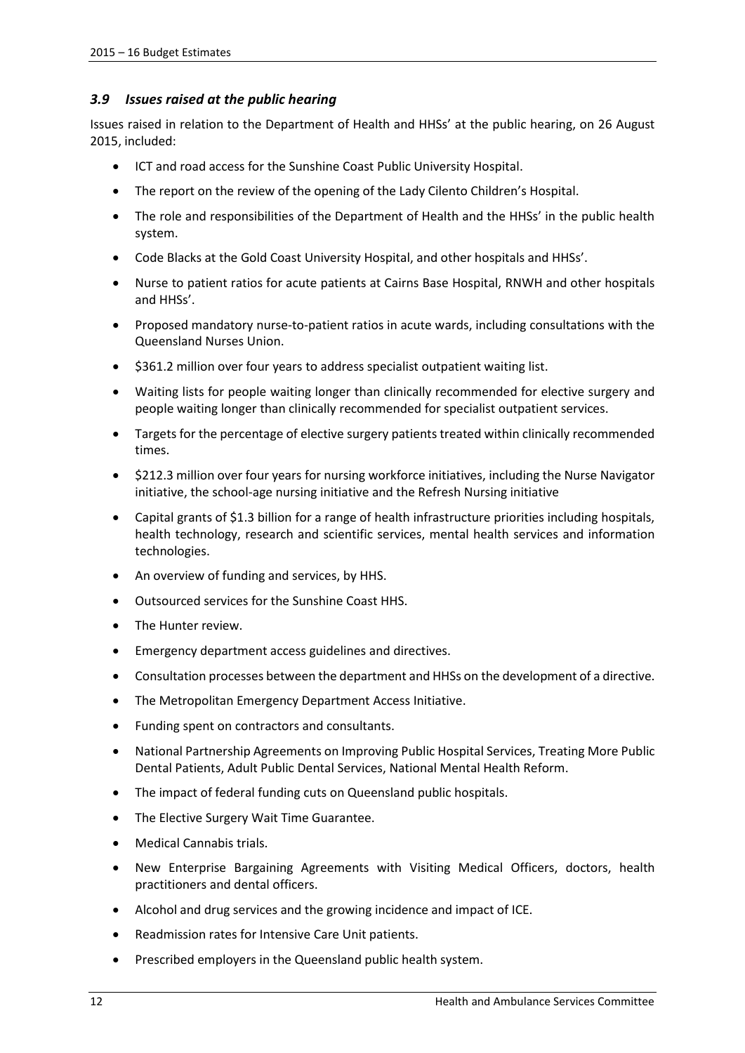### *3.9 Issues raised at the public hearing*

Issues raised in relation to the Department of Health and HHSs' at the public hearing, on 26 August 2015, included:

- ICT and road access for the Sunshine Coast Public University Hospital.
- The report on the review of the opening of the Lady Cilento Children's Hospital.
- The role and responsibilities of the Department of Health and the HHSs' in the public health system.
- Code Blacks at the Gold Coast University Hospital, and other hospitals and HHSs'.
- Nurse to patient ratios for acute patients at Cairns Base Hospital, RNWH and other hospitals and HHSs'.
- Proposed mandatory nurse-to-patient ratios in acute wards, including consultations with the Queensland Nurses Union.
- $361.2 million over four years to address specialist outpatient waiting list.
- Waiting lists for people waiting longer than clinically recommended for elective surgery and people waiting longer than clinically recommended for specialist outpatient services.
- Targets for the percentage of elective surgery patients treated within clinically recommended times.
- $212.3 million over four years for nursing workforce initiatives, including the Nurse Navigator initiative, the school-age nursing initiative and the Refresh Nursing initiative
- Capital grants of $1.3 billion for a range of health infrastructure priorities including hospitals, health technology, research and scientific services, mental health services and information technologies.
- An overview of funding and services, by HHS.
- Outsourced services for the Sunshine Coast HHS.
- The Hunter review.
- Emergency department access guidelines and directives.
- Consultation processes between the department and HHSs on the development of a directive.
- The Metropolitan Emergency Department Access Initiative.
- Funding spent on contractors and consultants.
- National Partnership Agreements on Improving Public Hospital Services, Treating More Public Dental Patients, Adult Public Dental Services, National Mental Health Reform.
- The impact of federal funding cuts on Queensland public hospitals.
- The Elective Surgery Wait Time Guarantee.
- Medical Cannabis trials.
- New Enterprise Bargaining Agreements with Visiting Medical Officers, doctors, health practitioners and dental officers.
- Alcohol and drug services and the growing incidence and impact of ICE.
- Readmission rates for Intensive Care Unit patients.
- Prescribed employers in the Queensland public health system.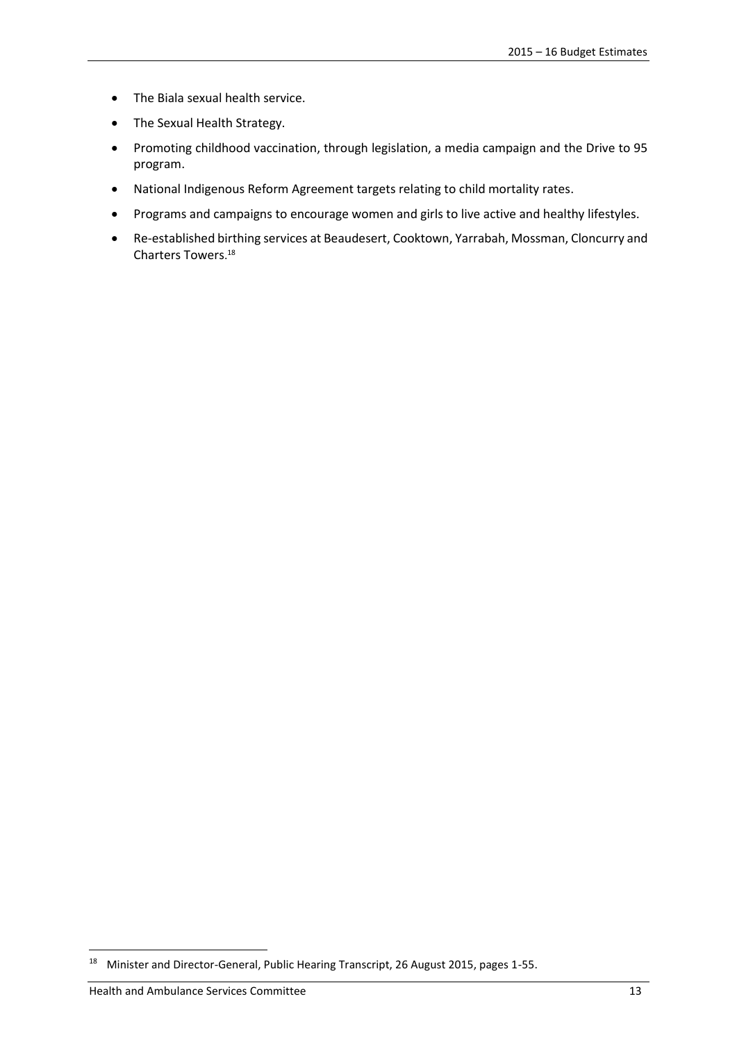- The Biala sexual health service.
- The Sexual Health Strategy.
- Promoting childhood vaccination, through legislation, a media campaign and the Drive to 95 program.
- National Indigenous Reform Agreement targets relating to child mortality rates.
- Programs and campaigns to encourage women and girls to live active and healthy lifestyles.
- Re-established birthing services at Beaudesert, Cooktown, Yarrabah, Mossman, Cloncurry and Charters Towers.[18]

---

[18] Minister and Director-General, Public Hearing Transcript, 26 August 2015, pages 1-55.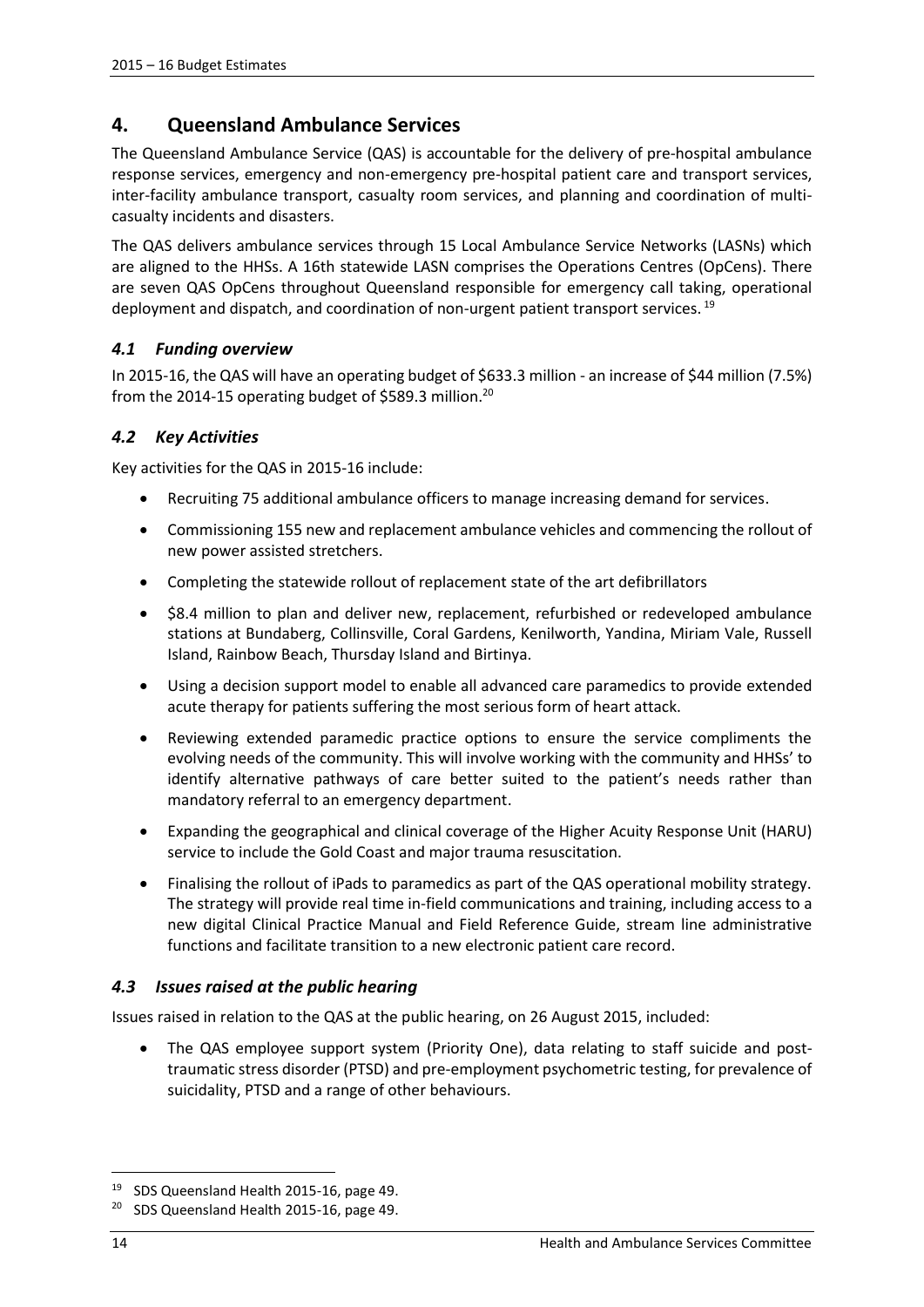## 4. Queensland Ambulance Services

The Queensland Ambulance Service (QAS) is accountable for the delivery of pre-hospital ambulance response services, emergency and non-emergency pre-hospital patient care and transport services, inter-facility ambulance transport, casualty room services, and planning and coordination of multi-casualty incidents and disasters.

The QAS delivers ambulance services through 15 Local Ambulance Service Networks (LASNs) which are aligned to the HHSs. A 16th statewide LASN comprises the Operations Centres (OpCens). There are seven QAS OpCens throughout Queensland responsible for emergency call taking, operational deployment and dispatch, and coordination of non-urgent patient transport services. [19]

### *4.1 Funding overview*

In 2015-16, the QAS will have an operating budget of $633.3 million - an increase of $44 million (7.5%) from the 2014-15 operating budget of $589.3 million.[20]

### *4.2 Key Activities*

Key activities for the QAS in 2015-16 include:

- Recruiting 75 additional ambulance officers to manage increasing demand for services.
- Commissioning 155 new and replacement ambulance vehicles and commencing the rollout of new power assisted stretchers.
- Completing the statewide rollout of replacement state of the art defibrillators
- $8.4 million to plan and deliver new, replacement, refurbished or redeveloped ambulance stations at Bundaberg, Collinsville, Coral Gardens, Kenilworth, Yandina, Miriam Vale, Russell Island, Rainbow Beach, Thursday Island and Birtinya.
- Using a decision support model to enable all advanced care paramedics to provide extended acute therapy for patients suffering the most serious form of heart attack.
- Reviewing extended paramedic practice options to ensure the service compliments the evolving needs of the community. This will involve working with the community and HHSs' to identify alternative pathways of care better suited to the patient's needs rather than mandatory referral to an emergency department.
- Expanding the geographical and clinical coverage of the Higher Acuity Response Unit (HARU) service to include the Gold Coast and major trauma resuscitation.
- Finalising the rollout of iPads to paramedics as part of the QAS operational mobility strategy. The strategy will provide real time in-field communications and training, including access to a new digital Clinical Practice Manual and Field Reference Guide, stream line administrative functions and facilitate transition to a new electronic patient care record.

### *4.3 Issues raised at the public hearing*

Issues raised in relation to the QAS at the public hearing, on 26 August 2015, included:

- The QAS employee support system (Priority One), data relating to staff suicide and post-traumatic stress disorder (PTSD) and pre-employment psychometric testing, for prevalence of suicidality, PTSD and a range of other behaviours.

---

[19] SDS Queensland Health 2015-16, page 49.

[20] SDS Queensland Health 2015-16, page 49.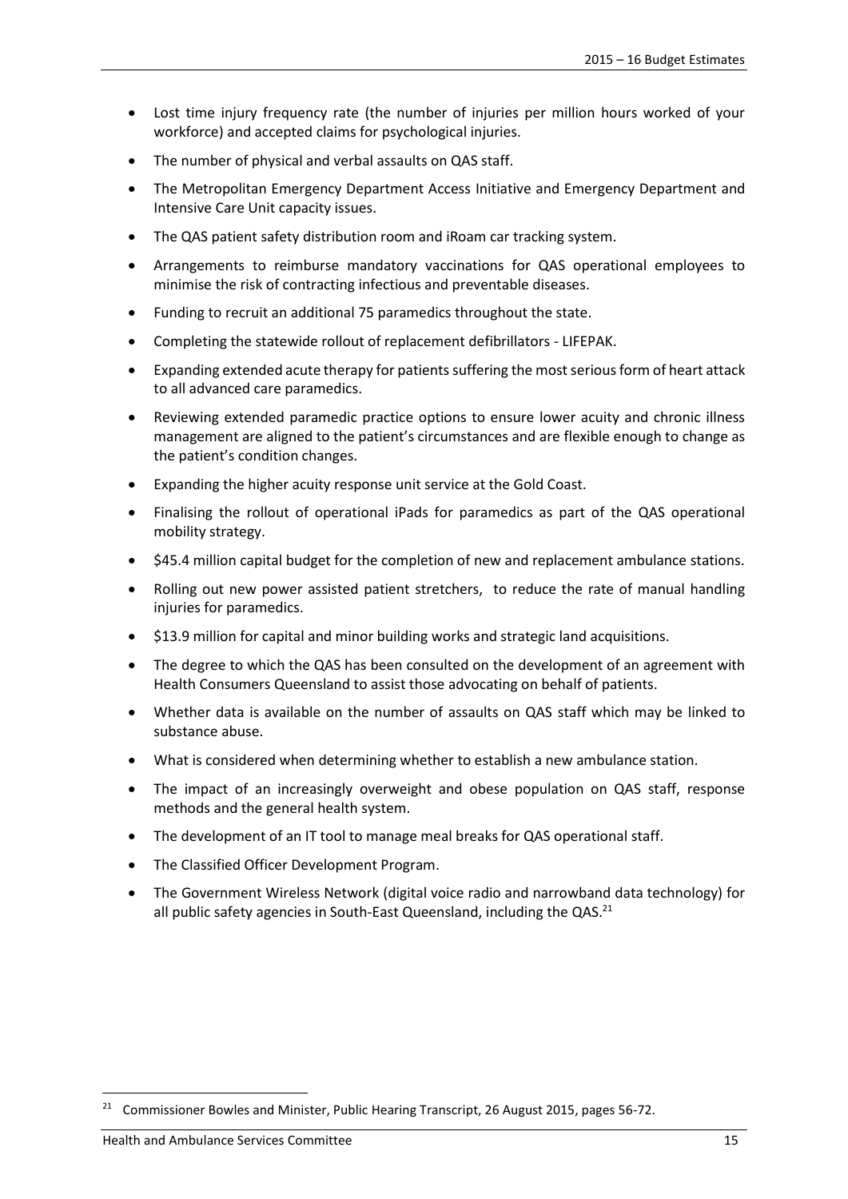- Lost time injury frequency rate (the number of injuries per million hours worked of your workforce) and accepted claims for psychological injuries.
- The number of physical and verbal assaults on QAS staff.
- The Metropolitan Emergency Department Access Initiative and Emergency Department and Intensive Care Unit capacity issues.
- The QAS patient safety distribution room and iRoam car tracking system.
- Arrangements to reimburse mandatory vaccinations for QAS operational employees to minimise the risk of contracting infectious and preventable diseases.
- Funding to recruit an additional 75 paramedics throughout the state.
- Completing the statewide rollout of replacement defibrillators - LIFEPAK.
- Expanding extended acute therapy for patients suffering the most serious form of heart attack to all advanced care paramedics.
- Reviewing extended paramedic practice options to ensure lower acuity and chronic illness management are aligned to the patient's circumstances and are flexible enough to change as the patient's condition changes.
- Expanding the higher acuity response unit service at the Gold Coast.
- Finalising the rollout of operational iPads for paramedics as part of the QAS operational mobility strategy.
- $45.4 million capital budget for the completion of new and replacement ambulance stations.
- Rolling out new power assisted patient stretchers, to reduce the rate of manual handling injuries for paramedics.
- $13.9 million for capital and minor building works and strategic land acquisitions.
- The degree to which the QAS has been consulted on the development of an agreement with Health Consumers Queensland to assist those advocating on behalf of patients.
- Whether data is available on the number of assaults on QAS staff which may be linked to substance abuse.
- What is considered when determining whether to establish a new ambulance station.
- The impact of an increasingly overweight and obese population on QAS staff, response methods and the general health system.
- The development of an IT tool to manage meal breaks for QAS operational staff.
- The Classified Officer Development Program.
- The Government Wireless Network (digital voice radio and narrowband data technology) for all public safety agencies in South-East Queensland, including the QAS.[21]

[21] Commissioner Bowles and Minister, Public Hearing Transcript, 26 August 2015, pages 56-72.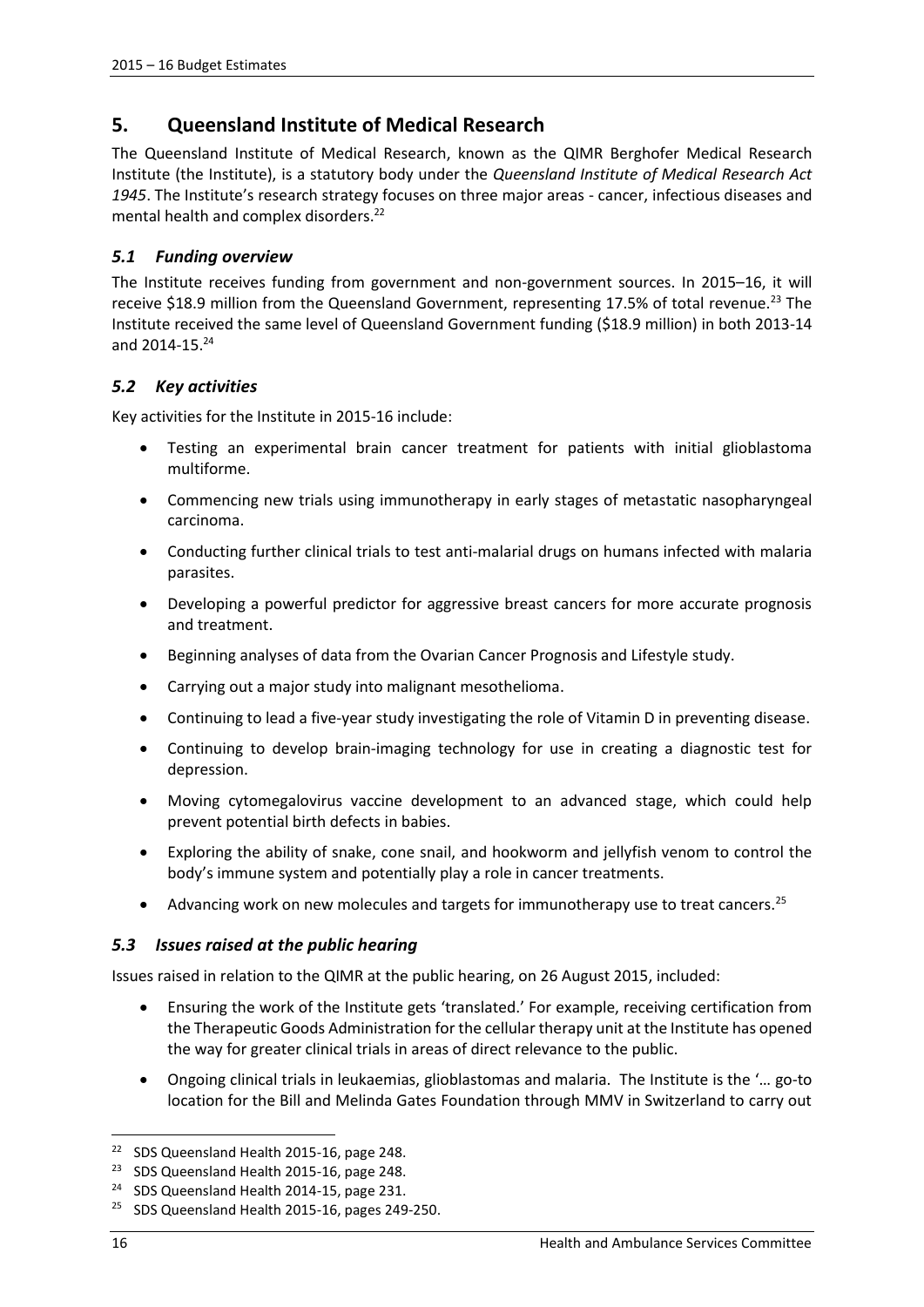## 5. Queensland Institute of Medical Research

The Queensland Institute of Medical Research, known as the QIMR Berghofer Medical Research Institute (the Institute), is a statutory body under the *Queensland Institute of Medical Research Act 1945*. The Institute's research strategy focuses on three major areas - cancer, infectious diseases and mental health and complex disorders.[22]

### *5.1 Funding overview*

The Institute receives funding from government and non-government sources. In 2015–16, it will receive $18.9 million from the Queensland Government, representing 17.5% of total revenue.[23] The Institute received the same level of Queensland Government funding ($18.9 million) in both 2013-14 and 2014-15.[24]

### *5.2 Key activities*

Key activities for the Institute in 2015-16 include:

- Testing an experimental brain cancer treatment for patients with initial glioblastoma multiforme.
- Commencing new trials using immunotherapy in early stages of metastatic nasopharyngeal carcinoma.
- Conducting further clinical trials to test anti-malarial drugs on humans infected with malaria parasites.
- Developing a powerful predictor for aggressive breast cancers for more accurate prognosis and treatment.
- Beginning analyses of data from the Ovarian Cancer Prognosis and Lifestyle study.
- Carrying out a major study into malignant mesothelioma.
- Continuing to lead a five-year study investigating the role of Vitamin D in preventing disease.
- Continuing to develop brain-imaging technology for use in creating a diagnostic test for depression.
- Moving cytomegalovirus vaccine development to an advanced stage, which could help prevent potential birth defects in babies.
- Exploring the ability of snake, cone snail, and hookworm and jellyfish venom to control the body's immune system and potentially play a role in cancer treatments.
- Advancing work on new molecules and targets for immunotherapy use to treat cancers.[25]

### *5.3 Issues raised at the public hearing*

Issues raised in relation to the QIMR at the public hearing, on 26 August 2015, included:

- Ensuring the work of the Institute gets 'translated.' For example, receiving certification from the Therapeutic Goods Administration for the cellular therapy unit at the Institute has opened the way for greater clinical trials in areas of direct relevance to the public.
- Ongoing clinical trials in leukaemias, glioblastomas and malaria. The Institute is the '… go-to location for the Bill and Melinda Gates Foundation through MMV in Switzerland to carry out

---

[22] SDS Queensland Health 2015-16, page 248.

[23] SDS Queensland Health 2015-16, page 248.

[24] SDS Queensland Health 2014-15, page 231.

[25] SDS Queensland Health 2015-16, pages 249-250.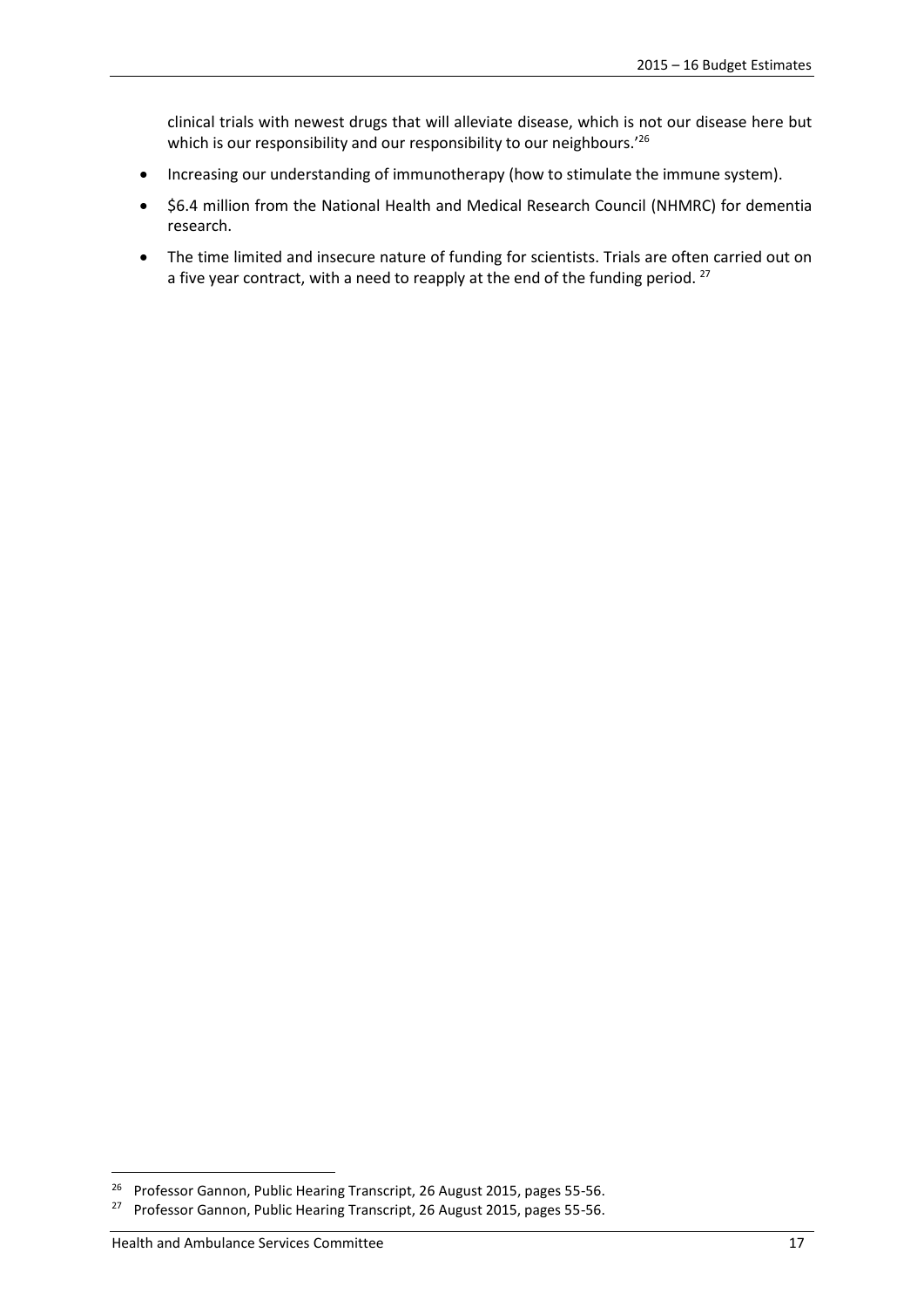clinical trials with newest drugs that will alleviate disease, which is not our disease here but which is our responsibility and our responsibility to our neighbours.'[26]

- Increasing our understanding of immunotherapy (how to stimulate the immune system).
- $6.4 million from the National Health and Medical Research Council (NHMRC) for dementia research.
- The time limited and insecure nature of funding for scientists. Trials are often carried out on a five year contract, with a need to reapply at the end of the funding period. [27]

---

[26] Professor Gannon, Public Hearing Transcript, 26 August 2015, pages 55-56.

[27] Professor Gannon, Public Hearing Transcript, 26 August 2015, pages 55-56.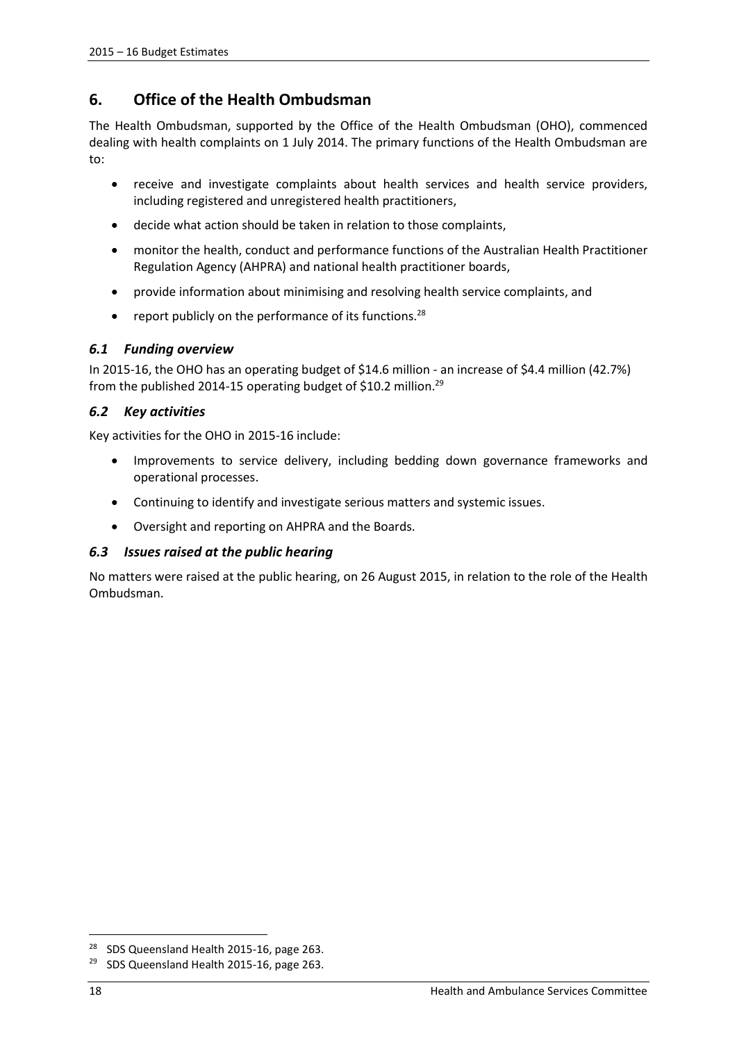## 6. Office of the Health Ombudsman

The Health Ombudsman, supported by the Office of the Health Ombudsman (OHO), commenced dealing with health complaints on 1 July 2014. The primary functions of the Health Ombudsman are to:

- receive and investigate complaints about health services and health service providers, including registered and unregistered health practitioners,
- decide what action should be taken in relation to those complaints,
- monitor the health, conduct and performance functions of the Australian Health Practitioner Regulation Agency (AHPRA) and national health practitioner boards,
- provide information about minimising and resolving health service complaints, and
- report publicly on the performance of its functions.[28]

### *6.1 Funding overview*

In 2015-16, the OHO has an operating budget of \$14.6 million - an increase of \$4.4 million (42.7%) from the published 2014-15 operating budget of \$10.2 million.[29]

### *6.2 Key activities*

Key activities for the OHO in 2015-16 include:

- Improvements to service delivery, including bedding down governance frameworks and operational processes.
- Continuing to identify and investigate serious matters and systemic issues.
- Oversight and reporting on AHPRA and the Boards.

### *6.3 Issues raised at the public hearing*

No matters were raised at the public hearing, on 26 August 2015, in relation to the role of the Health Ombudsman.

---

[28] SDS Queensland Health 2015-16, page 263.

[29] SDS Queensland Health 2015-16, page 263.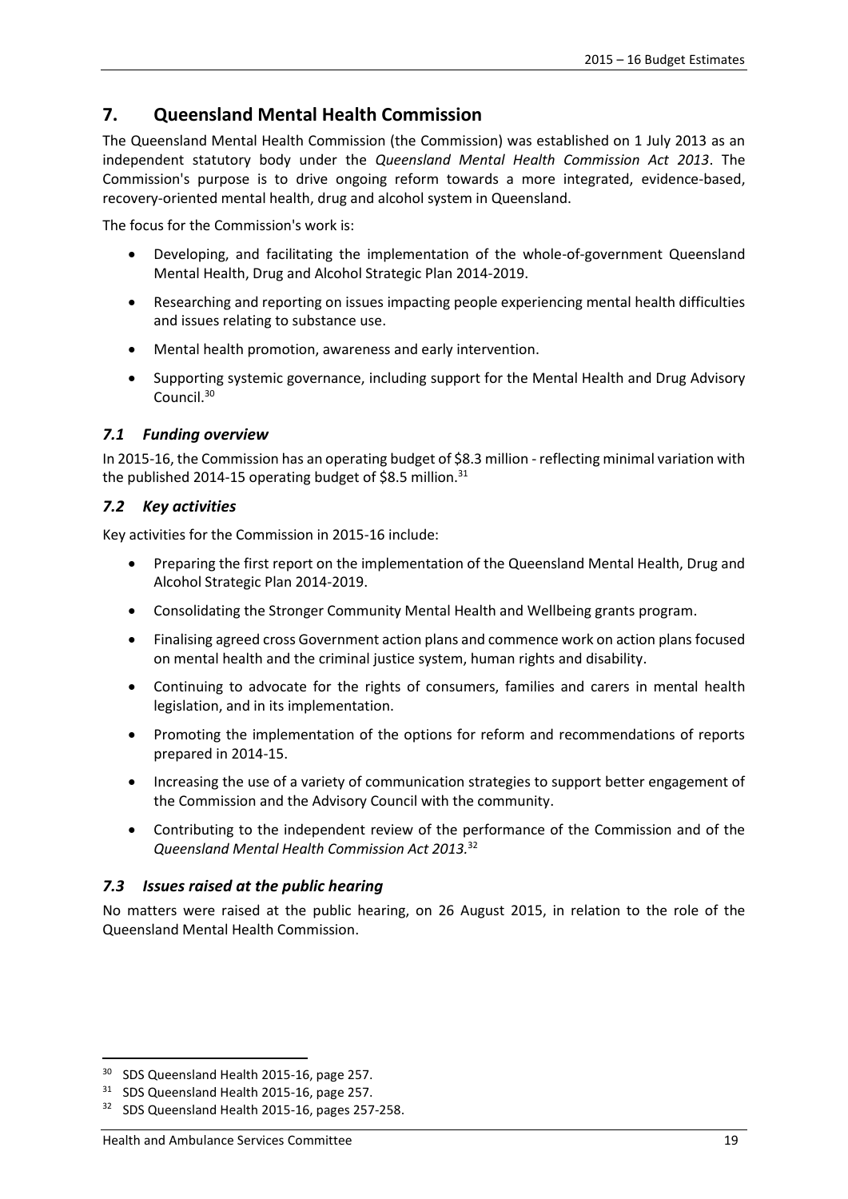## 7. Queensland Mental Health Commission

The Queensland Mental Health Commission (the Commission) was established on 1 July 2013 as an independent statutory body under the *Queensland Mental Health Commission Act 2013*. The Commission's purpose is to drive ongoing reform towards a more integrated, evidence-based, recovery-oriented mental health, drug and alcohol system in Queensland.

The focus for the Commission's work is:

- Developing, and facilitating the implementation of the whole-of-government Queensland Mental Health, Drug and Alcohol Strategic Plan 2014-2019.
- Researching and reporting on issues impacting people experiencing mental health difficulties and issues relating to substance use.
- Mental health promotion, awareness and early intervention.
- Supporting systemic governance, including support for the Mental Health and Drug Advisory Council.[30]

### *7.1 Funding overview*

In 2015-16, the Commission has an operating budget of $8.3 million - reflecting minimal variation with the published 2014-15 operating budget of $8.5 million.[31]

### *7.2 Key activities*

Key activities for the Commission in 2015-16 include:

- Preparing the first report on the implementation of the Queensland Mental Health, Drug and Alcohol Strategic Plan 2014-2019.
- Consolidating the Stronger Community Mental Health and Wellbeing grants program.
- Finalising agreed cross Government action plans and commence work on action plans focused on mental health and the criminal justice system, human rights and disability.
- Continuing to advocate for the rights of consumers, families and carers in mental health legislation, and in its implementation.
- Promoting the implementation of the options for reform and recommendations of reports prepared in 2014-15.
- Increasing the use of a variety of communication strategies to support better engagement of the Commission and the Advisory Council with the community.
- Contributing to the independent review of the performance of the Commission and of the *Queensland Mental Health Commission Act 2013*.[32]

### *7.3 Issues raised at the public hearing*

No matters were raised at the public hearing, on 26 August 2015, in relation to the role of the Queensland Mental Health Commission.

---

[30] SDS Queensland Health 2015-16, page 257.

[31] SDS Queensland Health 2015-16, page 257.

[32] SDS Queensland Health 2015-16, pages 257-258.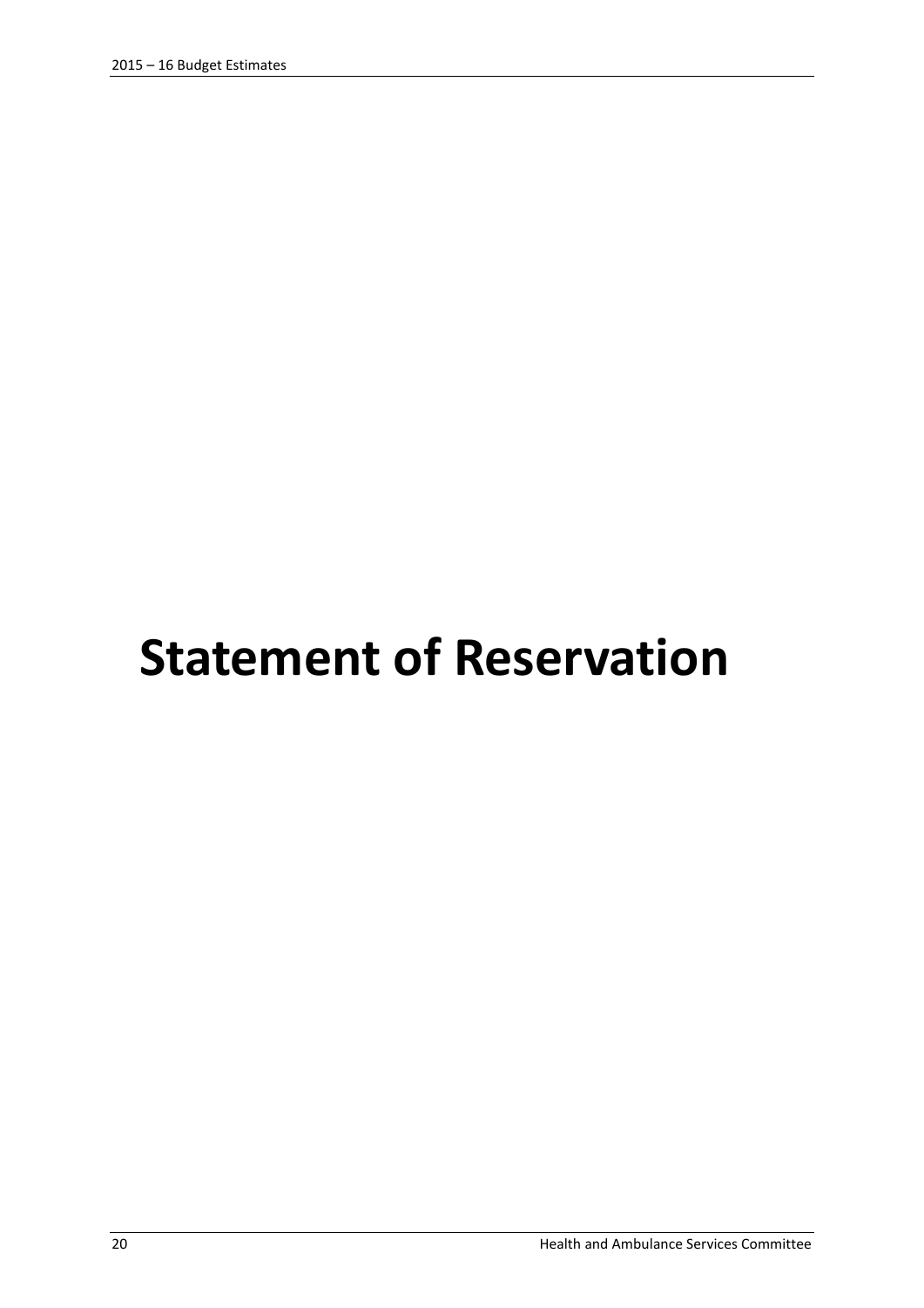# Statement of Reservation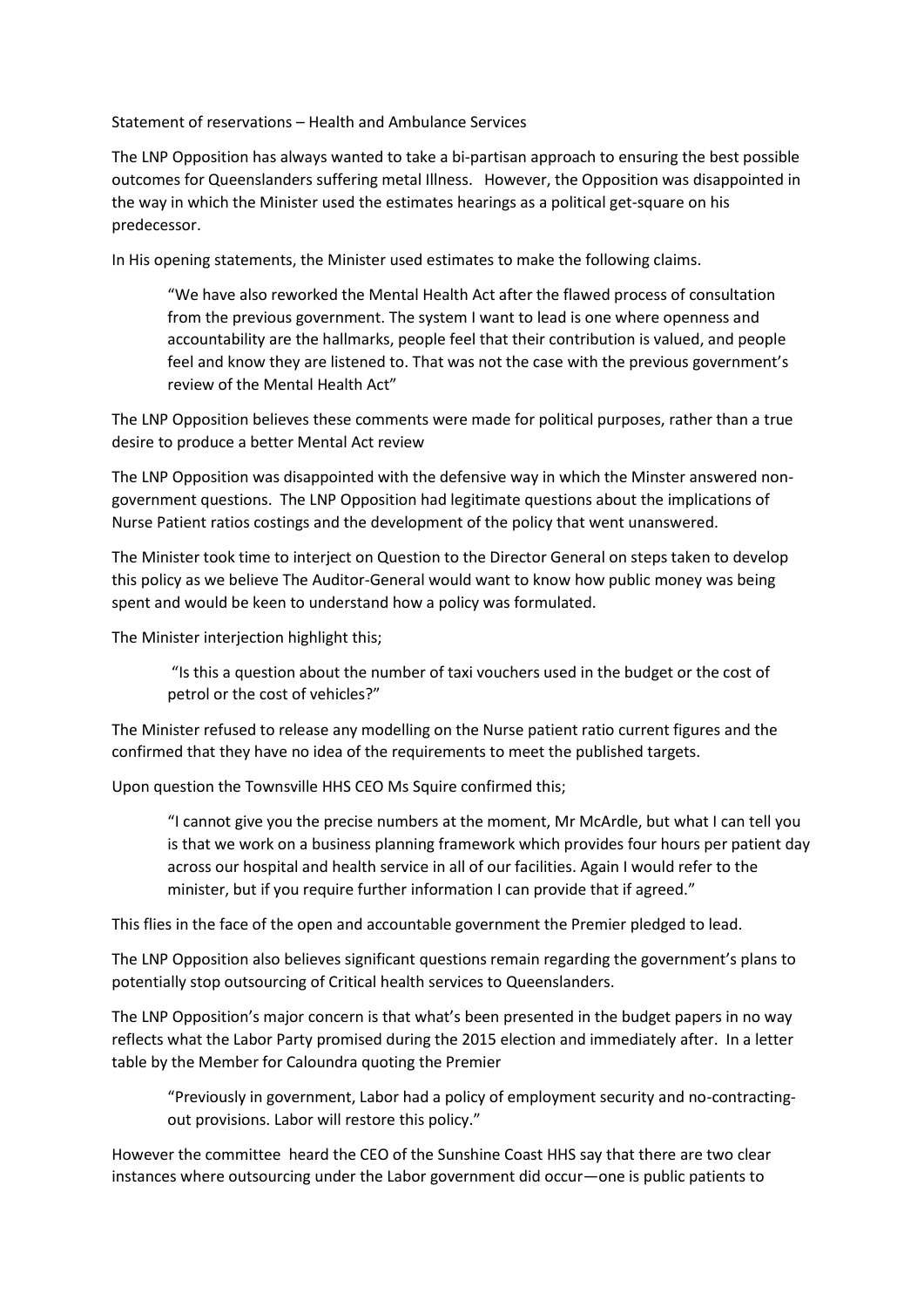Statement of reservations – Health and Ambulance Services

The LNP Opposition has always wanted to take a bi-partisan approach to ensuring the best possible outcomes for Queenslanders suffering metal Illness. However, the Opposition was disappointed in the way in which the Minister used the estimates hearings as a political get-square on his predecessor.

In His opening statements, the Minister used estimates to make the following claims.

> "We have also reworked the Mental Health Act after the flawed process of consultation from the previous government. The system I want to lead is one where openness and accountability are the hallmarks, people feel that their contribution is valued, and people feel and know they are listened to. That was not the case with the previous government's review of the Mental Health Act"

The LNP Opposition believes these comments were made for political purposes, rather than a true desire to produce a better Mental Act review

The LNP Opposition was disappointed with the defensive way in which the Minster answered non-government questions. The LNP Opposition had legitimate questions about the implications of Nurse Patient ratios costings and the development of the policy that went unanswered.

The Minister took time to interject on Question to the Director General on steps taken to develop this policy as we believe The Auditor-General would want to know how public money was being spent and would be keen to understand how a policy was formulated.

The Minister interjection highlight this;

> "Is this a question about the number of taxi vouchers used in the budget or the cost of petrol or the cost of vehicles?"

The Minister refused to release any modelling on the Nurse patient ratio current figures and the confirmed that they have no idea of the requirements to meet the published targets.

Upon question the Townsville HHS CEO Ms Squire confirmed this;

> "I cannot give you the precise numbers at the moment, Mr McArdle, but what I can tell you is that we work on a business planning framework which provides four hours per patient day across our hospital and health service in all of our facilities. Again I would refer to the minister, but if you require further information I can provide that if agreed."

This flies in the face of the open and accountable government the Premier pledged to lead.

The LNP Opposition also believes significant questions remain regarding the government's plans to potentially stop outsourcing of Critical health services to Queenslanders.

The LNP Opposition's major concern is that what's been presented in the budget papers in no way reflects what the Labor Party promised during the 2015 election and immediately after. In a letter table by the Member for Caloundra quoting the Premier

> "Previously in government, Labor had a policy of employment security and no-contracting-out provisions. Labor will restore this policy."

However the committee heard the CEO of the Sunshine Coast HHS say that there are two clear instances where outsourcing under the Labor government did occur—one is public patients to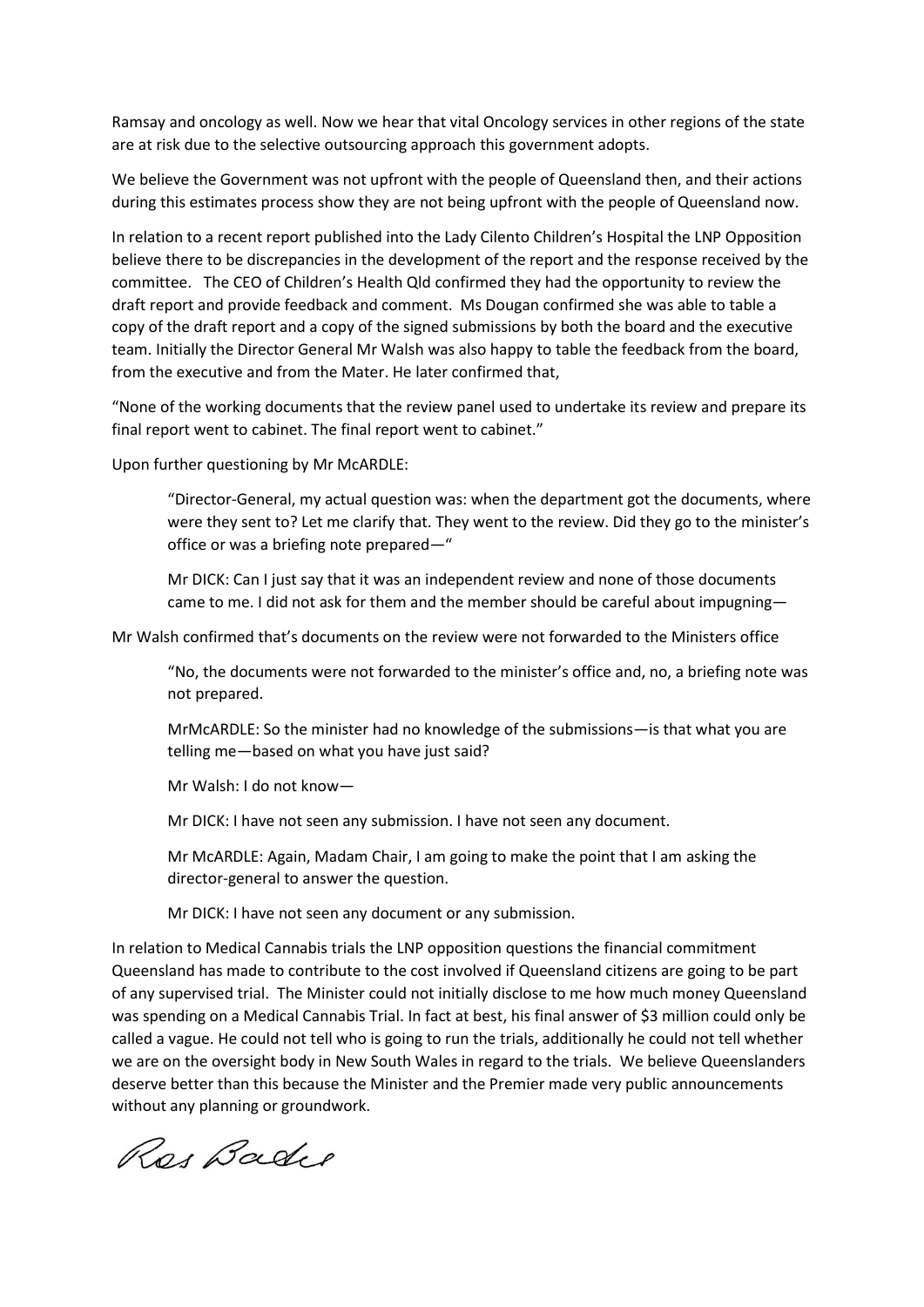Ramsay and oncology as well. Now we hear that vital Oncology services in other regions of the state are at risk due to the selective outsourcing approach this government adopts.

We believe the Government was not upfront with the people of Queensland then, and their actions during this estimates process show they are not being upfront with the people of Queensland now.

In relation to a recent report published into the Lady Cilento Children's Hospital the LNP Opposition believe there to be discrepancies in the development of the report and the response received by the committee. The CEO of Children's Health Qld confirmed they had the opportunity to review the draft report and provide feedback and comment. Ms Dougan confirmed she was able to table a copy of the draft report and a copy of the signed submissions by both the board and the executive team. Initially the Director General Mr Walsh was also happy to table the feedback from the board, from the executive and from the Mater. He later confirmed that,

"None of the working documents that the review panel used to undertake its review and prepare its final report went to cabinet. The final report went to cabinet."

Upon further questioning by Mr McARDLE:

> "Director-General, my actual question was: when the department got the documents, where were they sent to? Let me clarify that. They went to the review. Did they go to the minister's office or was a briefing note prepared—"
>
> Mr DICK: Can I just say that it was an independent review and none of those documents came to me. I did not ask for them and the member should be careful about impugning—

Mr Walsh confirmed that's documents on the review were not forwarded to the Ministers office

> "No, the documents were not forwarded to the minister's office and, no, a briefing note was not prepared.
>
> MrMcARDLE: So the minister had no knowledge of the submissions—is that what you are telling me—based on what you have just said?
>
> Mr Walsh: I do not know—
>
> Mr DICK: I have not seen any submission. I have not seen any document.
>
> Mr McARDLE: Again, Madam Chair, I am going to make the point that I am asking the director-general to answer the question.
>
> Mr DICK: I have not seen any document or any submission.

In relation to Medical Cannabis trials the LNP opposition questions the financial commitment Queensland has made to contribute to the cost involved if Queensland citizens are going to be part of any supervised trial. The Minister could not initially disclose to me how much money Queensland was spending on a Medical Cannabis Trial. In fact at best, his final answer of $3 million could only be called a vague. He could not tell who is going to run the trials, additionally he could not tell whether we are on the oversight body in New South Wales in regard to the trials. We believe Queenslanders deserve better than this because the Minister and the Premier made very public announcements without any planning or groundwork.

Ros Bates